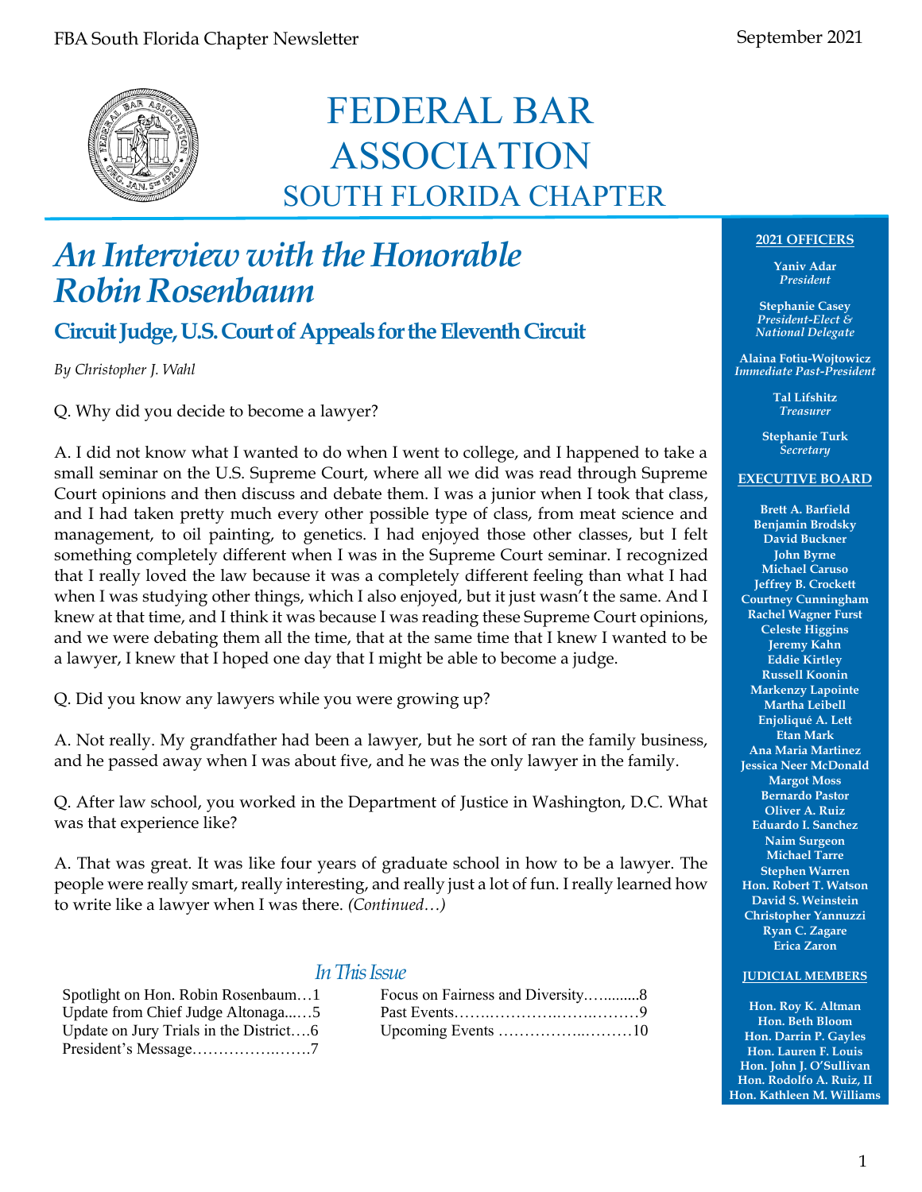# FEDERAL BAR ASSOCIATION
## SOUTH FLORIDA CHAPTER

# *An Interview with the Honorable Robin Rosenbaum*

### Circuit Judge, U.S. Court of Appeals for the Eleventh Circuit

*By Christopher J. Wahl*

Q. Why did you decide to become a lawyer?

A. I did not know what I wanted to do when I went to college, and I happened to take a small seminar on the U.S. Supreme Court, where all we did was read through Supreme Court opinions and then discuss and debate them. I was a junior when I took that class, and I had taken pretty much every other possible type of class, from meat science and management, to oil painting, to genetics. I had enjoyed those other classes, but I felt something completely different when I was in the Supreme Court seminar. I recognized that I really loved the law because it was a completely different feeling than what I had when I was studying other things, which I also enjoyed, but it just wasn't the same. And I knew at that time, and I think it was because I was reading these Supreme Court opinions, and we were debating them all the time, that at the same time that I knew I wanted to be a lawyer, I knew that I hoped one day that I might be able to become a judge.

Q. Did you know any lawyers while you were growing up?

A. Not really. My grandfather had been a lawyer, but he sort of ran the family business, and he passed away when I was about five, and he was the only lawyer in the family.

Q. After law school, you worked in the Department of Justice in Washington, D.C. What was that experience like?

A. That was great. It was like four years of graduate school in how to be a lawyer. The people were really smart, really interesting, and really just a lot of fun. I really learned how to write like a lawyer when I was there. *(Continued…)*

### *In This Issue*

Spotlight on Hon. Robin Rosenbaum…1
Update from Chief Judge Altonaga...…5
Update on Jury Trials in the District….6
President's Message……………..…….7
Focus on Fairness and Diversity…..........8
Past Events……..…………..……..………9
Upcoming Events ……………..………10

**2021 OFFICERS**

**Yaniv Adar**
*President*

**Stephanie Casey**
*President-Elect & National Delegate*

**Alaina Fotiu-Wojtowicz**
*Immediate Past-President*

**Tal Lifshitz**
*Treasurer*

**Stephanie Turk**
*Secretary*

**EXECUTIVE BOARD**

Brett A. Barfield
Benjamin Brodsky
David Buckner
John Byrne
Michael Caruso
Jeffrey B. Crockett
Courtney Cunningham
Rachel Wagner Furst
Celeste Higgins
Jeremy Kahn
Eddie Kirtley
Russell Koonin
Markenzy Lapointe
Martha Leibell
Enjoliqué A. Lett
Etan Mark
Ana Maria Martinez
Jessica Neer McDonald
Margot Moss
Bernardo Pastor
Oliver A. Ruiz
Eduardo I. Sanchez
Naim Surgeon
Michael Tarre
Stephen Warren
Hon. Robert T. Watson
David S. Weinstein
Christopher Yannuzzi
Ryan C. Zagare
Erica Zaron

**JUDICIAL MEMBERS**

Hon. Roy K. Altman
Hon. Beth Bloom
Hon. Darrin P. Gayles
Hon. Lauren F. Louis
Hon. John J. O'Sullivan
Hon. Rodolfo A. Ruiz, II
Hon. Kathleen M. Williams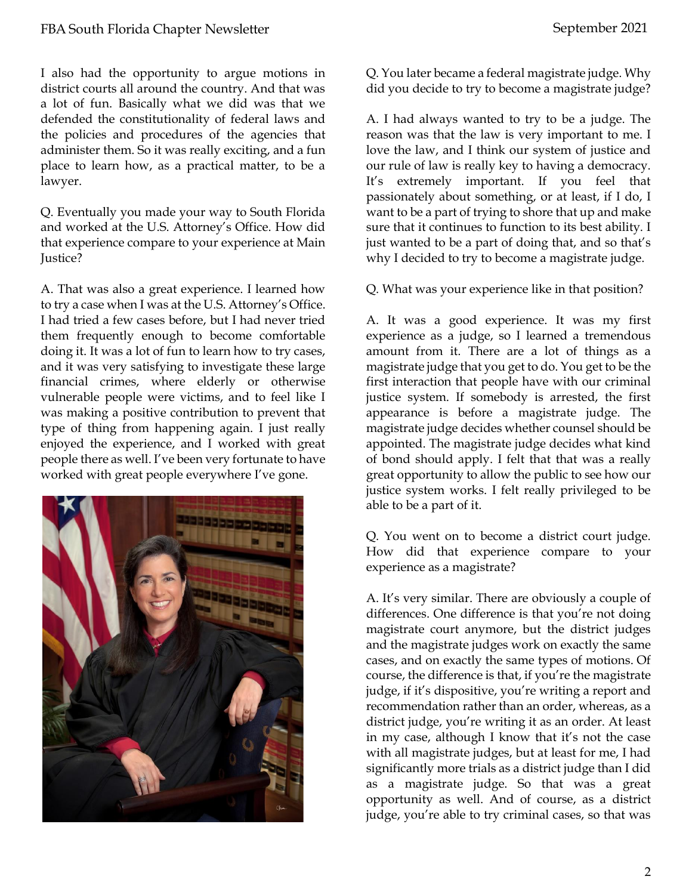I also had the opportunity to argue motions in district courts all around the country. And that was a lot of fun. Basically what we did was that we defended the constitutionality of federal laws and the policies and procedures of the agencies that administer them. So it was really exciting, and a fun place to learn how, as a practical matter, to be a lawyer.

Q. Eventually you made your way to South Florida and worked at the U.S. Attorney's Office. How did that experience compare to your experience at Main Justice?

A. That was also a great experience. I learned how to try a case when I was at the U.S. Attorney's Office. I had tried a few cases before, but I had never tried them frequently enough to become comfortable doing it. It was a lot of fun to learn how to try cases, and it was very satisfying to investigate these large financial crimes, where elderly or otherwise vulnerable people were victims, and to feel like I was making a positive contribution to prevent that type of thing from happening again. I just really enjoyed the experience, and I worked with great people there as well. I've been very fortunate to have worked with great people everywhere I've gone.

Q. You later became a federal magistrate judge. Why did you decide to try to become a magistrate judge?

A. I had always wanted to try to be a judge. The reason was that the law is very important to me. I love the law, and I think our system of justice and our rule of law is really key to having a democracy. It's extremely important. If you feel that passionately about something, or at least, if I do, I want to be a part of trying to shore that up and make sure that it continues to function to its best ability. I just wanted to be a part of doing that, and so that's why I decided to try to become a magistrate judge.

Q. What was your experience like in that position?

A. It was a good experience. It was my first experience as a judge, so I learned a tremendous amount from it. There are a lot of things as a magistrate judge that you get to do. You get to be the first interaction that people have with our criminal justice system. If somebody is arrested, the first appearance is before a magistrate judge. The magistrate judge decides whether counsel should be appointed. The magistrate judge decides what kind of bond should apply. I felt that that was a really great opportunity to allow the public to see how our justice system works. I felt really privileged to be able to be a part of it.

Q. You went on to become a district court judge. How did that experience compare to your experience as a magistrate?

A. It's very similar. There are obviously a couple of differences. One difference is that you're not doing magistrate court anymore, but the district judges and the magistrate judges work on exactly the same cases, and on exactly the same types of motions. Of course, the difference is that, if you're the magistrate judge, if it's dispositive, you're writing a report and recommendation rather than an order, whereas, as a district judge, you're writing it as an order. At least in my case, although I know that it's not the case with all magistrate judges, but at least for me, I had significantly more trials as a district judge than I did as a magistrate judge. So that was a great opportunity as well. And of course, as a district judge, you're able to try criminal cases, so that was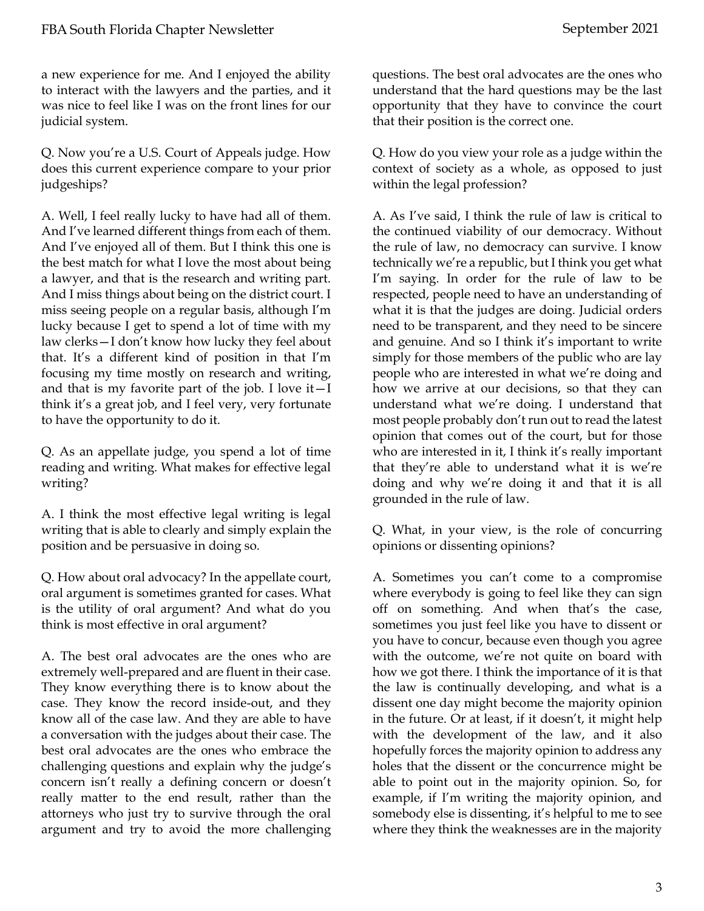a new experience for me. And I enjoyed the ability to interact with the lawyers and the parties, and it was nice to feel like I was on the front lines for our judicial system.

Q. Now you're a U.S. Court of Appeals judge. How does this current experience compare to your prior judgeships?

A. Well, I feel really lucky to have had all of them. And I've learned different things from each of them. And I've enjoyed all of them. But I think this one is the best match for what I love the most about being a lawyer, and that is the research and writing part. And I miss things about being on the district court. I miss seeing people on a regular basis, although I'm lucky because I get to spend a lot of time with my law clerks—I don't know how lucky they feel about that. It's a different kind of position in that I'm focusing my time mostly on research and writing, and that is my favorite part of the job. I love it—I think it's a great job, and I feel very, very fortunate to have the opportunity to do it.

Q. As an appellate judge, you spend a lot of time reading and writing. What makes for effective legal writing?

A. I think the most effective legal writing is legal writing that is able to clearly and simply explain the position and be persuasive in doing so.

Q. How about oral advocacy? In the appellate court, oral argument is sometimes granted for cases. What is the utility of oral argument? And what do you think is most effective in oral argument?

A. The best oral advocates are the ones who are extremely well-prepared and are fluent in their case. They know everything there is to know about the case. They know the record inside-out, and they know all of the case law. And they are able to have a conversation with the judges about their case. The best oral advocates are the ones who embrace the challenging questions and explain why the judge's concern isn't really a defining concern or doesn't really matter to the end result, rather than the attorneys who just try to survive through the oral argument and try to avoid the more challenging questions. The best oral advocates are the ones who understand that the hard questions may be the last opportunity that they have to convince the court that their position is the correct one.

Q. How do you view your role as a judge within the context of society as a whole, as opposed to just within the legal profession?

A. As I've said, I think the rule of law is critical to the continued viability of our democracy. Without the rule of law, no democracy can survive. I know technically we're a republic, but I think you get what I'm saying. In order for the rule of law to be respected, people need to have an understanding of what it is that the judges are doing. Judicial orders need to be transparent, and they need to be sincere and genuine. And so I think it's important to write simply for those members of the public who are lay people who are interested in what we're doing and how we arrive at our decisions, so that they can understand what we're doing. I understand that most people probably don't run out to read the latest opinion that comes out of the court, but for those who are interested in it, I think it's really important that they're able to understand what it is we're doing and why we're doing it and that it is all grounded in the rule of law.

Q. What, in your view, is the role of concurring opinions or dissenting opinions?

A. Sometimes you can't come to a compromise where everybody is going to feel like they can sign off on something. And when that's the case, sometimes you just feel like you have to dissent or you have to concur, because even though you agree with the outcome, we're not quite on board with how we got there. I think the importance of it is that the law is continually developing, and what is a dissent one day might become the majority opinion in the future. Or at least, if it doesn't, it might help with the development of the law, and it also hopefully forces the majority opinion to address any holes that the dissent or the concurrence might be able to point out in the majority opinion. So, for example, if I'm writing the majority opinion, and somebody else is dissenting, it's helpful to me to see where they think the weaknesses are in the majority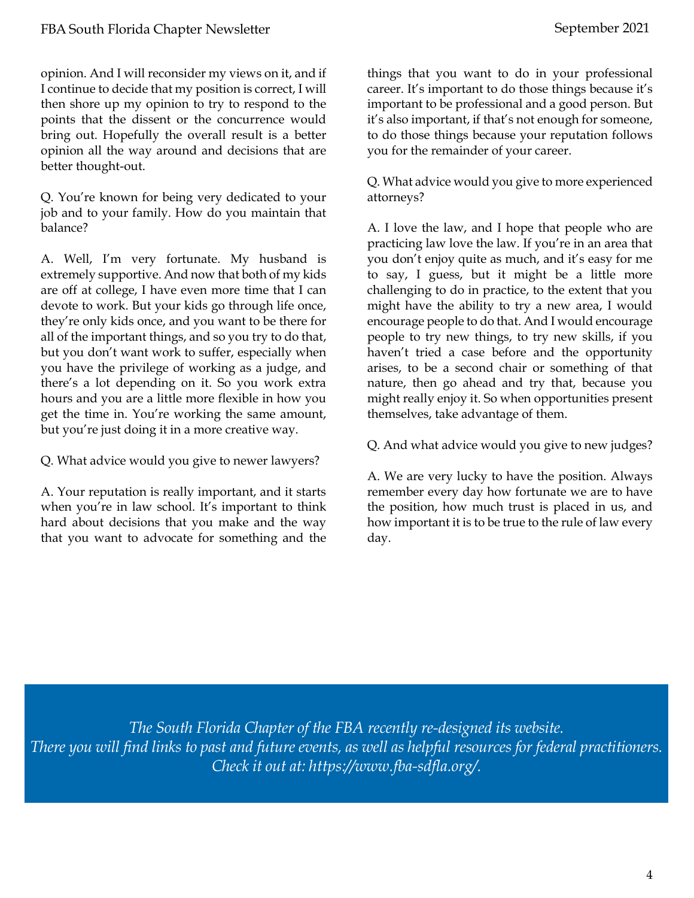opinion. And I will reconsider my views on it, and if I continue to decide that my position is correct, I will then shore up my opinion to try to respond to the points that the dissent or the concurrence would bring out. Hopefully the overall result is a better opinion all the way around and decisions that are better thought-out.

Q. You're known for being very dedicated to your job and to your family. How do you maintain that balance?

A. Well, I'm very fortunate. My husband is extremely supportive. And now that both of my kids are off at college, I have even more time that I can devote to work. But your kids go through life once, they're only kids once, and you want to be there for all of the important things, and so you try to do that, but you don't want work to suffer, especially when you have the privilege of working as a judge, and there's a lot depending on it. So you work extra hours and you are a little more flexible in how you get the time in. You're working the same amount, but you're just doing it in a more creative way.

Q. What advice would you give to newer lawyers?

A. Your reputation is really important, and it starts when you're in law school. It's important to think hard about decisions that you make and the way that you want to advocate for something and the things that you want to do in your professional career. It's important to do those things because it's important to be professional and a good person. But it's also important, if that's not enough for someone, to do those things because your reputation follows you for the remainder of your career.

Q. What advice would you give to more experienced attorneys?

A. I love the law, and I hope that people who are practicing law love the law. If you're in an area that you don't enjoy quite as much, and it's easy for me to say, I guess, but it might be a little more challenging to do in practice, to the extent that you might have the ability to try a new area, I would encourage people to do that. And I would encourage people to try new things, to try new skills, if you haven't tried a case before and the opportunity arises, to be a second chair or something of that nature, then go ahead and try that, because you might really enjoy it. So when opportunities present themselves, take advantage of them.

Q. And what advice would you give to new judges?

A. We are very lucky to have the position. Always remember every day how fortunate we are to have the position, how much trust is placed in us, and how important it is to be true to the rule of law every day.

*The South Florida Chapter of the FBA recently re-designed its website.*
*There you will find links to past and future events, as well as helpful resources for federal practitioners.*
*Check it out at: https://www.fba-sdfla.org/.*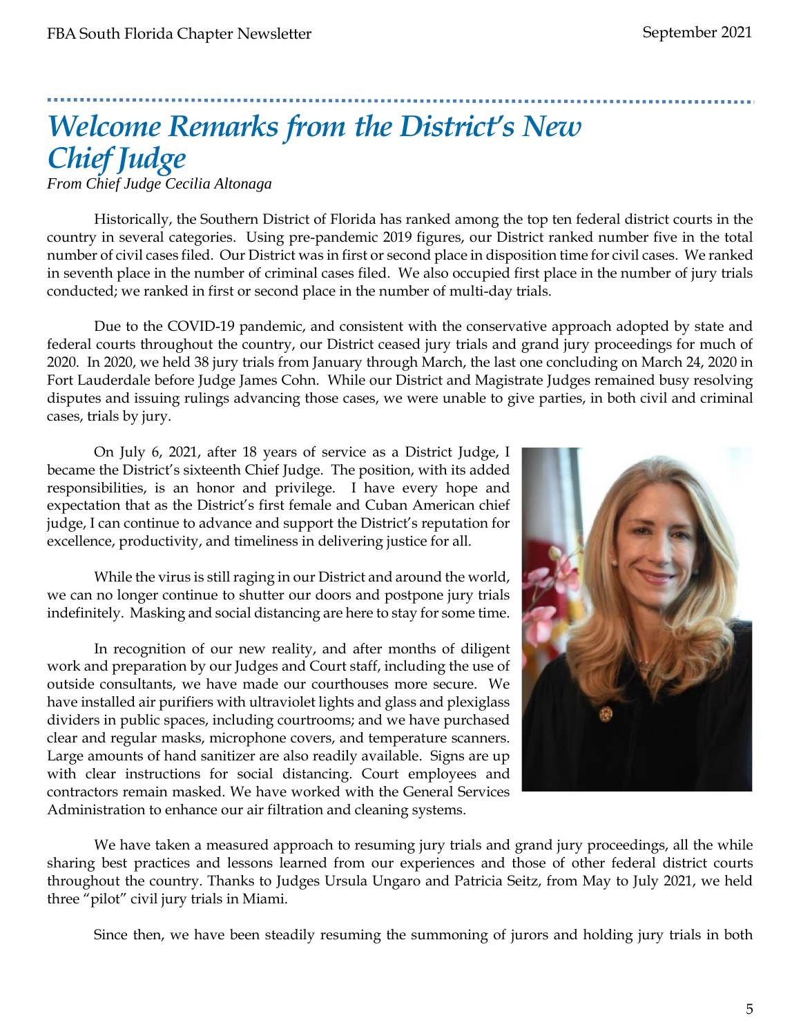# *Welcome Remarks from the District's New Chief Judge*

*From Chief Judge Cecilia Altonaga*

Historically, the Southern District of Florida has ranked among the top ten federal district courts in the country in several categories. Using pre-pandemic 2019 figures, our District ranked number five in the total number of civil cases filed. Our District was in first or second place in disposition time for civil cases. We ranked in seventh place in the number of criminal cases filed. We also occupied first place in the number of jury trials conducted; we ranked in first or second place in the number of multi-day trials.

Due to the COVID-19 pandemic, and consistent with the conservative approach adopted by state and federal courts throughout the country, our District ceased jury trials and grand jury proceedings for much of 2020. In 2020, we held 38 jury trials from January through March, the last one concluding on March 24, 2020 in Fort Lauderdale before Judge James Cohn. While our District and Magistrate Judges remained busy resolving disputes and issuing rulings advancing those cases, we were unable to give parties, in both civil and criminal cases, trials by jury.

On July 6, 2021, after 18 years of service as a District Judge, I became the District's sixteenth Chief Judge. The position, with its added responsibilities, is an honor and privilege. I have every hope and expectation that as the District's first female and Cuban American chief judge, I can continue to advance and support the District's reputation for excellence, productivity, and timeliness in delivering justice for all.

While the virus is still raging in our District and around the world, we can no longer continue to shutter our doors and postpone jury trials indefinitely. Masking and social distancing are here to stay for some time.

In recognition of our new reality, and after months of diligent work and preparation by our Judges and Court staff, including the use of outside consultants, we have made our courthouses more secure. We have installed air purifiers with ultraviolet lights and glass and plexiglass dividers in public spaces, including courtrooms; and we have purchased clear and regular masks, microphone covers, and temperature scanners. Large amounts of hand sanitizer are also readily available. Signs are up with clear instructions for social distancing. Court employees and contractors remain masked. We have worked with the General Services Administration to enhance our air filtration and cleaning systems.

We have taken a measured approach to resuming jury trials and grand jury proceedings, all the while sharing best practices and lessons learned from our experiences and those of other federal district courts throughout the country. Thanks to Judges Ursula Ungaro and Patricia Seitz, from May to July 2021, we held three "pilot" civil jury trials in Miami.

Since then, we have been steadily resuming the summoning of jurors and holding jury trials in both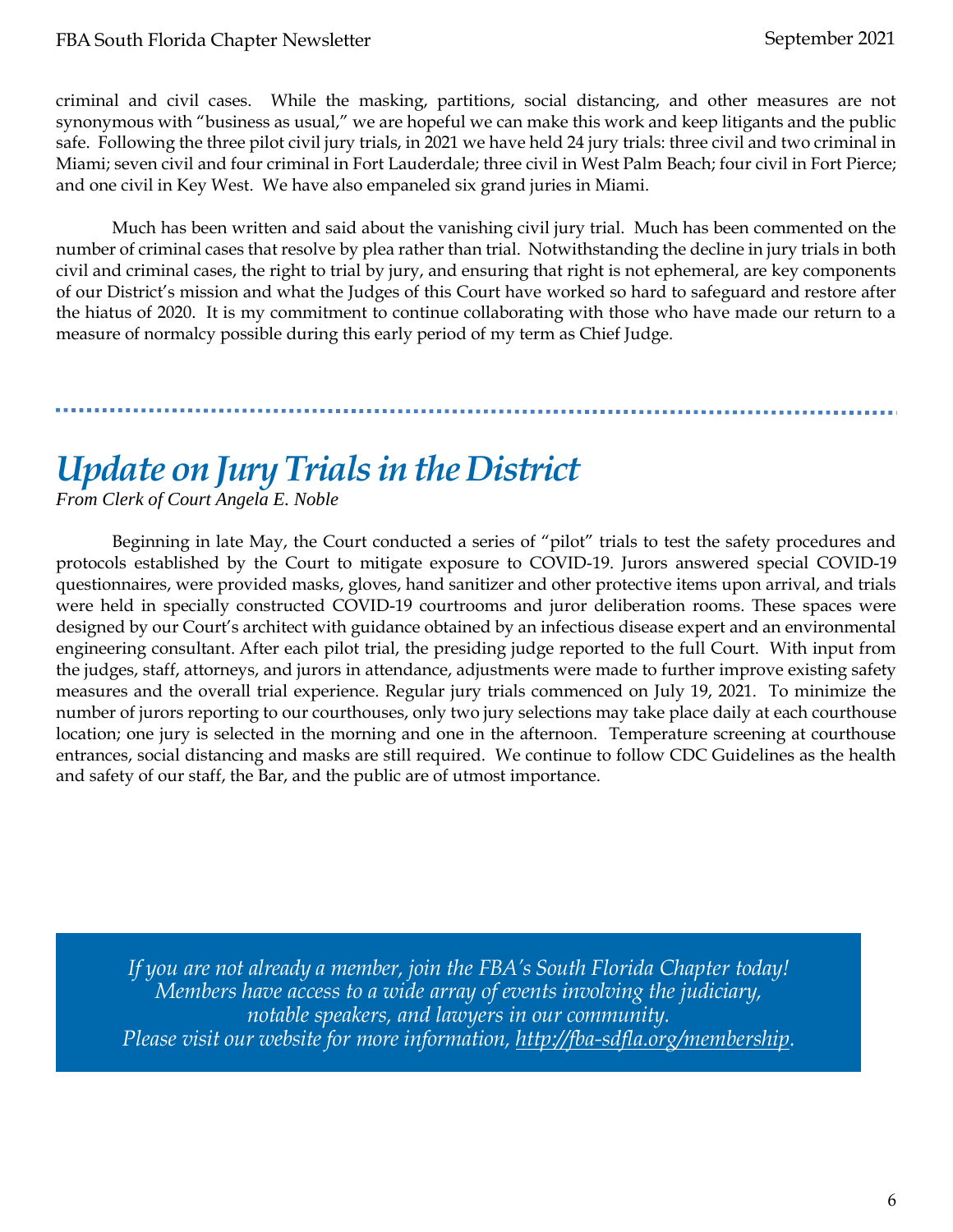criminal and civil cases. While the masking, partitions, social distancing, and other measures are not synonymous with "business as usual," we are hopeful we can make this work and keep litigants and the public safe. Following the three pilot civil jury trials, in 2021 we have held 24 jury trials: three civil and two criminal in Miami; seven civil and four criminal in Fort Lauderdale; three civil in West Palm Beach; four civil in Fort Pierce; and one civil in Key West. We have also empaneled six grand juries in Miami.

Much has been written and said about the vanishing civil jury trial. Much has been commented on the number of criminal cases that resolve by plea rather than trial. Notwithstanding the decline in jury trials in both civil and criminal cases, the right to trial by jury, and ensuring that right is not ephemeral, are key components of our District's mission and what the Judges of this Court have worked so hard to safeguard and restore after the hiatus of 2020. It is my commitment to continue collaborating with those who have made our return to a measure of normalcy possible during this early period of my term as Chief Judge.

---

# *Update on Jury Trials in the District*

*From Clerk of Court Angela E. Noble*

Beginning in late May, the Court conducted a series of "pilot" trials to test the safety procedures and protocols established by the Court to mitigate exposure to COVID-19. Jurors answered special COVID-19 questionnaires, were provided masks, gloves, hand sanitizer and other protective items upon arrival, and trials were held in specially constructed COVID-19 courtrooms and juror deliberation rooms. These spaces were designed by our Court's architect with guidance obtained by an infectious disease expert and an environmental engineering consultant. After each pilot trial, the presiding judge reported to the full Court. With input from the judges, staff, attorneys, and jurors in attendance, adjustments were made to further improve existing safety measures and the overall trial experience. Regular jury trials commenced on July 19, 2021. To minimize the number of jurors reporting to our courthouses, only two jury selections may take place daily at each courthouse location; one jury is selected in the morning and one in the afternoon. Temperature screening at courthouse entrances, social distancing and masks are still required. We continue to follow CDC Guidelines as the health and safety of our staff, the Bar, and the public are of utmost importance.

*If you are not already a member, join the FBA's South Florida Chapter today!*
*Members have access to a wide array of events involving the judiciary, notable speakers, and lawyers in our community.*
*Please visit our website for more information, http://fba-sdfla.org/membership.*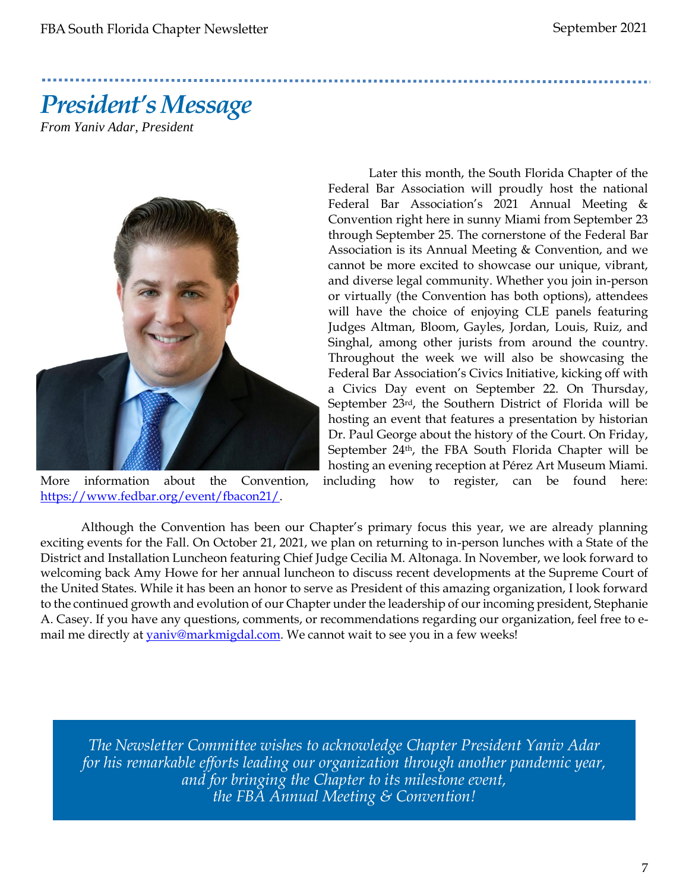# *President's Message*

*From Yaniv Adar, President*

Later this month, the South Florida Chapter of the Federal Bar Association will proudly host the national Federal Bar Association's 2021 Annual Meeting & Convention right here in sunny Miami from September 23 through September 25. The cornerstone of the Federal Bar Association is its Annual Meeting & Convention, and we cannot be more excited to showcase our unique, vibrant, and diverse legal community. Whether you join in-person or virtually (the Convention has both options), attendees will have the choice of enjoying CLE panels featuring Judges Altman, Bloom, Gayles, Jordan, Louis, Ruiz, and Singhal, among other jurists from around the country. Throughout the week we will also be showcasing the Federal Bar Association's Civics Initiative, kicking off with a Civics Day event on September 22. On Thursday, September 23rd, the Southern District of Florida will be hosting an event that features a presentation by historian Dr. Paul George about the history of the Court. On Friday, September 24th, the FBA South Florida Chapter will be hosting an evening reception at Pérez Art Museum Miami. More information about the Convention, including how to register, can be found here: https://www.fedbar.org/event/fbacon21/.

Although the Convention has been our Chapter's primary focus this year, we are already planning exciting events for the Fall. On October 21, 2021, we plan on returning to in-person lunches with a State of the District and Installation Luncheon featuring Chief Judge Cecilia M. Altonaga. In November, we look forward to welcoming back Amy Howe for her annual luncheon to discuss recent developments at the Supreme Court of the United States. While it has been an honor to serve as President of this amazing organization, I look forward to the continued growth and evolution of our Chapter under the leadership of our incoming president, Stephanie A. Casey. If you have any questions, comments, or recommendations regarding our organization, feel free to e-mail me directly at yaniv@markmigdal.com. We cannot wait to see you in a few weeks!

*The Newsletter Committee wishes to acknowledge Chapter President Yaniv Adar for his remarkable efforts leading our organization through another pandemic year, and for bringing the Chapter to its milestone event, the FBA Annual Meeting & Convention!*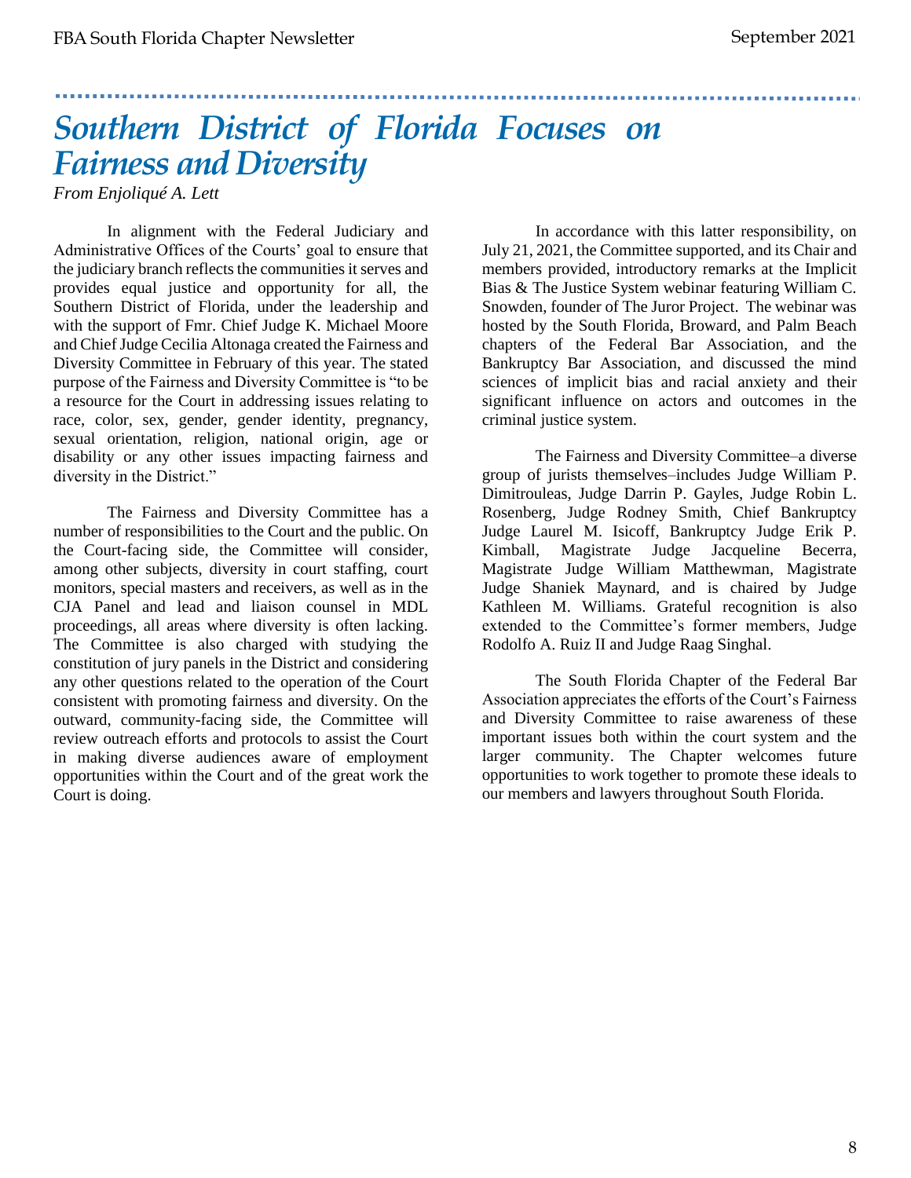# Southern District of Florida Focuses on Fairness and Diversity

*From Enjoliqué A. Lett*

In alignment with the Federal Judiciary and Administrative Offices of the Courts' goal to ensure that the judiciary branch reflects the communities it serves and provides equal justice and opportunity for all, the Southern District of Florida, under the leadership and with the support of Fmr. Chief Judge K. Michael Moore and Chief Judge Cecilia Altonaga created the Fairness and Diversity Committee in February of this year. The stated purpose of the Fairness and Diversity Committee is "to be a resource for the Court in addressing issues relating to race, color, sex, gender, gender identity, pregnancy, sexual orientation, religion, national origin, age or disability or any other issues impacting fairness and diversity in the District."

The Fairness and Diversity Committee has a number of responsibilities to the Court and the public. On the Court-facing side, the Committee will consider, among other subjects, diversity in court staffing, court monitors, special masters and receivers, as well as in the CJA Panel and lead and liaison counsel in MDL proceedings, all areas where diversity is often lacking. The Committee is also charged with studying the constitution of jury panels in the District and considering any other questions related to the operation of the Court consistent with promoting fairness and diversity. On the outward, community-facing side, the Committee will review outreach efforts and protocols to assist the Court in making diverse audiences aware of employment opportunities within the Court and of the great work the Court is doing.

In accordance with this latter responsibility, on July 21, 2021, the Committee supported, and its Chair and members provided, introductory remarks at the Implicit Bias & The Justice System webinar featuring William C. Snowden, founder of The Juror Project. The webinar was hosted by the South Florida, Broward, and Palm Beach chapters of the Federal Bar Association, and the Bankruptcy Bar Association, and discussed the mind sciences of implicit bias and racial anxiety and their significant influence on actors and outcomes in the criminal justice system.

The Fairness and Diversity Committee–a diverse group of jurists themselves–includes Judge William P. Dimitrouleas, Judge Darrin P. Gayles, Judge Robin L. Rosenberg, Judge Rodney Smith, Chief Bankruptcy Judge Laurel M. Isicoff, Bankruptcy Judge Erik P. Kimball, Magistrate Judge Jacqueline Becerra, Magistrate Judge William Matthewman, Magistrate Judge Shaniek Maynard, and is chaired by Judge Kathleen M. Williams. Grateful recognition is also extended to the Committee's former members, Judge Rodolfo A. Ruiz II and Judge Raag Singhal.

The South Florida Chapter of the Federal Bar Association appreciates the efforts of the Court's Fairness and Diversity Committee to raise awareness of these important issues both within the court system and the larger community. The Chapter welcomes future opportunities to work together to promote these ideals to our members and lawyers throughout South Florida.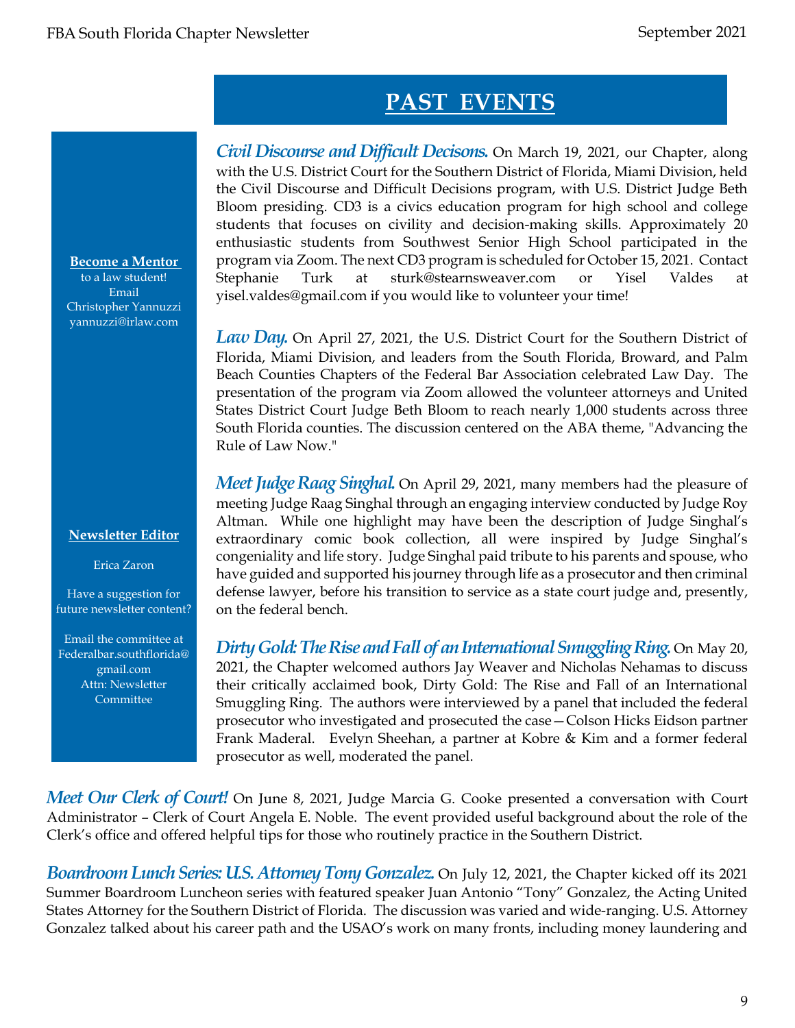# PAST EVENTS

***Civil Discourse and Difficult Decisons.*** On March 19, 2021, our Chapter, along with the U.S. District Court for the Southern District of Florida, Miami Division, held the Civil Discourse and Difficult Decisions program, with U.S. District Judge Beth Bloom presiding. CD3 is a civics education program for high school and college students that focuses on civility and decision-making skills. Approximately 20 enthusiastic students from Southwest Senior High School participated in the program via Zoom. The next CD3 program is scheduled for October 15, 2021. Contact Stephanie Turk at sturk@stearnsweaver.com or Yisel Valdes at yisel.valdes@gmail.com if you would like to volunteer your time!

***Law Day.*** On April 27, 2021, the U.S. District Court for the Southern District of Florida, Miami Division, and leaders from the South Florida, Broward, and Palm Beach Counties Chapters of the Federal Bar Association celebrated Law Day. The presentation of the program via Zoom allowed the volunteer attorneys and United States District Court Judge Beth Bloom to reach nearly 1,000 students across three South Florida counties. The discussion centered on the ABA theme, "Advancing the Rule of Law Now."

***Meet Judge Raag Singhal.*** On April 29, 2021, many members had the pleasure of meeting Judge Raag Singhal through an engaging interview conducted by Judge Roy Altman. While one highlight may have been the description of Judge Singhal's extraordinary comic book collection, all were inspired by Judge Singhal's congeniality and life story. Judge Singhal paid tribute to his parents and spouse, who have guided and supported his journey through life as a prosecutor and then criminal defense lawyer, before his transition to service as a state court judge and, presently, on the federal bench.

***Dirty Gold: The Rise and Fall of an International Smuggling Ring.*** On May 20, 2021, the Chapter welcomed authors Jay Weaver and Nicholas Nehamas to discuss their critically acclaimed book, Dirty Gold: The Rise and Fall of an International Smuggling Ring. The authors were interviewed by a panel that included the federal prosecutor who investigated and prosecuted the case—Colson Hicks Eidson partner Frank Maderal. Evelyn Sheehan, a partner at Kobre & Kim and a former federal prosecutor as well, moderated the panel.

***Meet Our Clerk of Court!*** On June 8, 2021, Judge Marcia G. Cooke presented a conversation with Court Administrator – Clerk of Court Angela E. Noble. The event provided useful background about the role of the Clerk's office and offered helpful tips for those who routinely practice in the Southern District.

***Boardroom Lunch Series: U.S. Attorney Tony Gonzalez.*** On July 12, 2021, the Chapter kicked off its 2021 Summer Boardroom Luncheon series with featured speaker Juan Antonio "Tony" Gonzalez, the Acting United States Attorney for the Southern District of Florida. The discussion was varied and wide-ranging. U.S. Attorney Gonzalez talked about his career path and the USAO's work on many fronts, including money laundering and

---

**Become a Mentor**
to a law student!
Email
Christopher Yannuzzi
yannuzzi@irlaw.com

**Newsletter Editor**

Erica Zaron

Have a suggestion for future newsletter content?

Email the committee at
Federalbar.southflorida@gmail.com
Attn: Newsletter Committee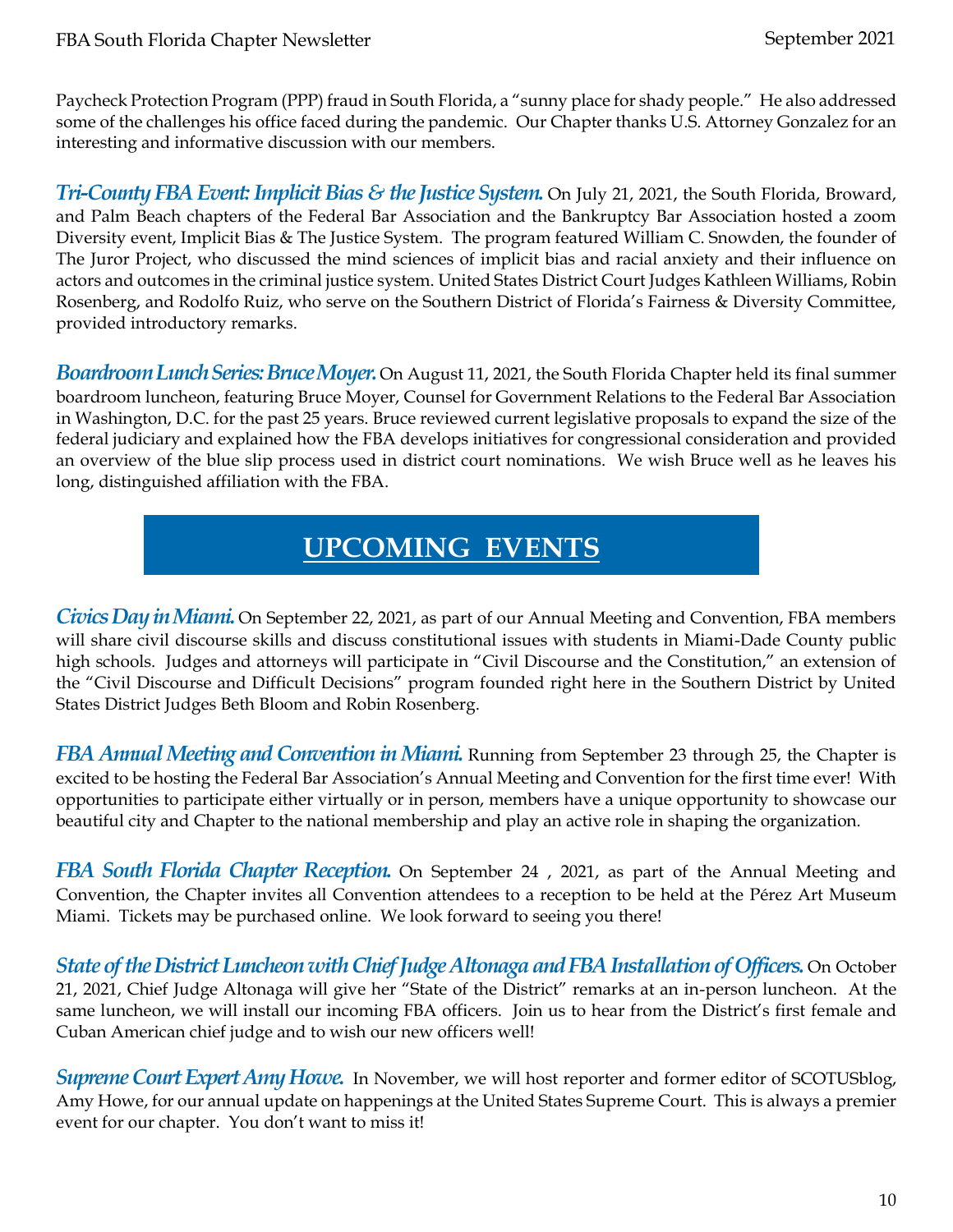Paycheck Protection Program (PPP) fraud in South Florida, a "sunny place for shady people." He also addressed some of the challenges his office faced during the pandemic. Our Chapter thanks U.S. Attorney Gonzalez for an interesting and informative discussion with our members.

***Tri-County FBA Event: Implicit Bias & the Justice System.*** On July 21, 2021, the South Florida, Broward, and Palm Beach chapters of the Federal Bar Association and the Bankruptcy Bar Association hosted a zoom Diversity event, Implicit Bias & The Justice System. The program featured William C. Snowden, the founder of The Juror Project, who discussed the mind sciences of implicit bias and racial anxiety and their influence on actors and outcomes in the criminal justice system. United States District Court Judges Kathleen Williams, Robin Rosenberg, and Rodolfo Ruiz, who serve on the Southern District of Florida's Fairness & Diversity Committee, provided introductory remarks.

***Boardroom Lunch Series: Bruce Moyer.*** On August 11, 2021, the South Florida Chapter held its final summer boardroom luncheon, featuring Bruce Moyer, Counsel for Government Relations to the Federal Bar Association in Washington, D.C. for the past 25 years. Bruce reviewed current legislative proposals to expand the size of the federal judiciary and explained how the FBA develops initiatives for congressional consideration and provided an overview of the blue slip process used in district court nominations. We wish Bruce well as he leaves his long, distinguished affiliation with the FBA.

## UPCOMING EVENTS

***Civics Day in Miami.*** On September 22, 2021, as part of our Annual Meeting and Convention, FBA members will share civil discourse skills and discuss constitutional issues with students in Miami-Dade County public high schools. Judges and attorneys will participate in "Civil Discourse and the Constitution," an extension of the "Civil Discourse and Difficult Decisions" program founded right here in the Southern District by United States District Judges Beth Bloom and Robin Rosenberg.

***FBA Annual Meeting and Convention in Miami.*** Running from September 23 through 25, the Chapter is excited to be hosting the Federal Bar Association's Annual Meeting and Convention for the first time ever! With opportunities to participate either virtually or in person, members have a unique opportunity to showcase our beautiful city and Chapter to the national membership and play an active role in shaping the organization.

***FBA South Florida Chapter Reception.*** On September 24 , 2021, as part of the Annual Meeting and Convention, the Chapter invites all Convention attendees to a reception to be held at the Pérez Art Museum Miami. Tickets may be purchased online. We look forward to seeing you there!

***State of the District Luncheon with Chief Judge Altonaga and FBA Installation of Officers.*** On October 21, 2021, Chief Judge Altonaga will give her "State of the District" remarks at an in-person luncheon. At the same luncheon, we will install our incoming FBA officers. Join us to hear from the District's first female and Cuban American chief judge and to wish our new officers well!

***Supreme Court Expert Amy Howe.*** In November, we will host reporter and former editor of SCOTUSblog, Amy Howe, for our annual update on happenings at the United States Supreme Court. This is always a premier event for our chapter. You don't want to miss it!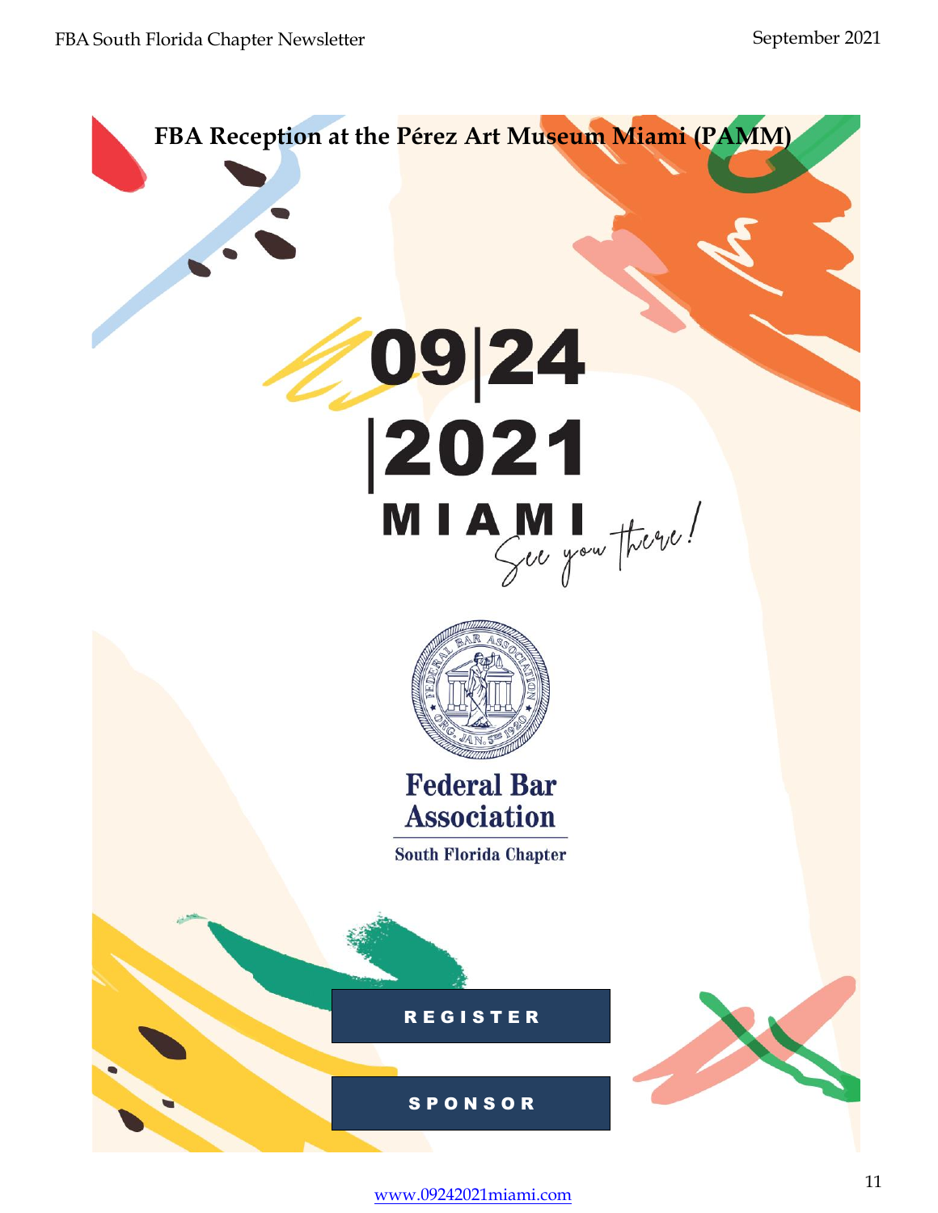# FBA Reception at the Pérez Art Museum Miami (PAMM)

**09|24**

**|2021**

**MIAMI**

*See you there!*

**Federal Bar Association**

**South Florida Chapter**

**REGISTER**

**SPONSOR**

www.09242021miami.com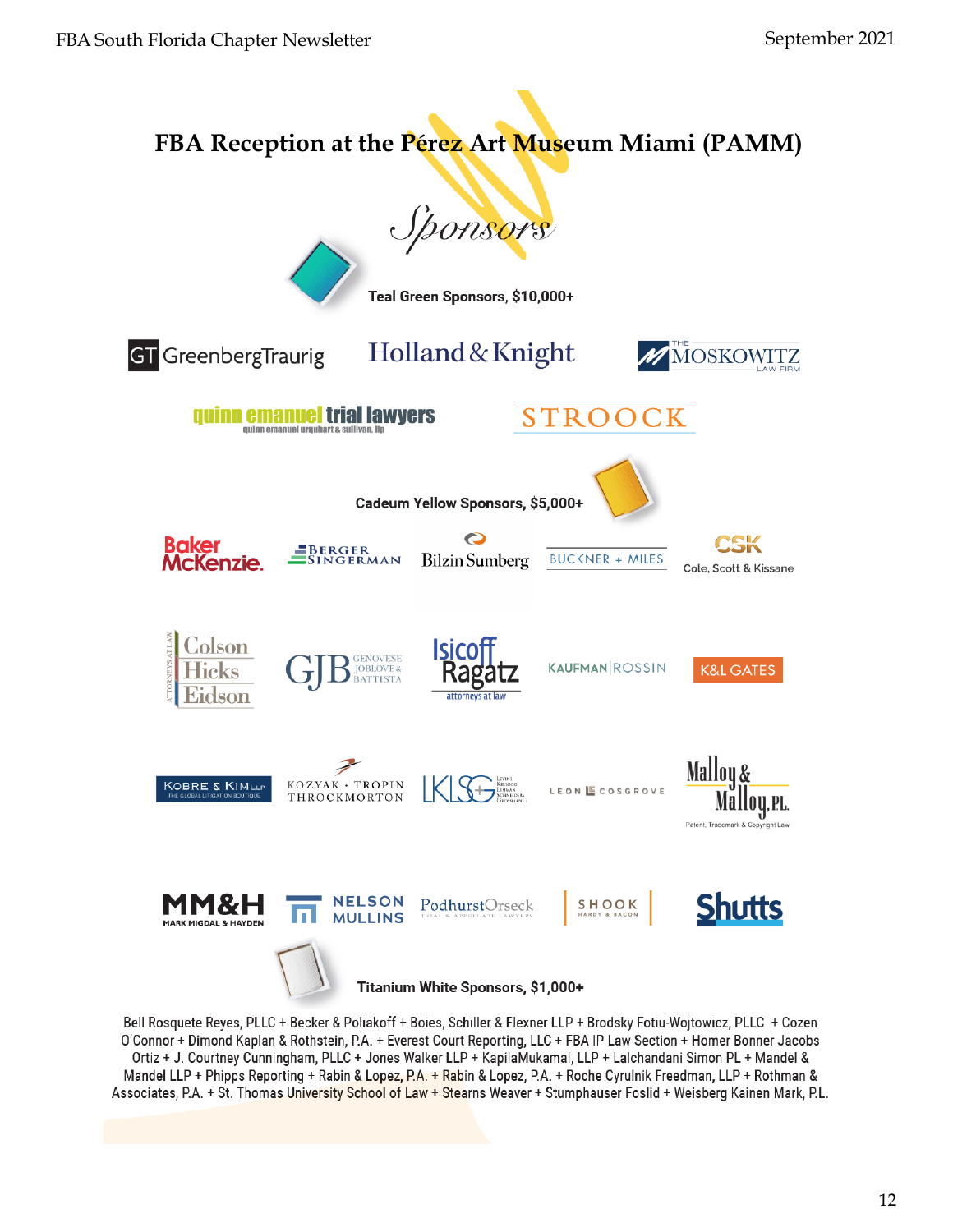# FBA Reception at the Pérez Art Museum Miami (PAMM)

## Sponsors

### Teal Green Sponsors, $10,000+

GreenbergTraurig
Holland & Knight
The Moskowitz Law Firm
quinn emanuel trial lawyers
STROOCK

### Cadeum Yellow Sponsors, $5,000+

Baker McKenzie
Berger Singerman
Bilzin Sumberg
Buckner + Miles
CSK Cole, Scott & Kissane
Colson Hicks Eidson
GJB Genovese Joblove & Battista
Isicoff Ragatz attorneys at law
Kaufman Rossin
K&L Gates
Kobre & Kim LLP
Kozyak Tropin Throckmorton
LKLSG
Leon Cosgrove
Malloy & Malloy, P.L.
MM&H Mark Migdal & Hayden
Nelson Mullins
PodhurstOrseck
Shook Hardy & Bacon
Shutts

### Titanium White Sponsors, $1,000+

Bell Rosquete Reyes, PLLC + Becker & Poliakoff + Boies, Schiller & Flexner LLP + Brodsky Fotiu-Wojtowicz, PLLC + Cozen O'Connor + Dimond Kaplan & Rothstein, P.A. + Everest Court Reporting, LLC + FBA IP Law Section + Homer Bonner Jacobs Ortiz + J. Courtney Cunningham, PLLC + Jones Walker LLP + KapilaMukamal, LLP + Lalchandani Simon PL + Mandel & Mandel LLP + Phipps Reporting + Rabin & Lopez, P.A. + Rabin & Lopez, P.A. + Roche Cyrulnik Freedman, LLP + Rothman & Associates, P.A. + St. Thomas University School of Law + Stearns Weaver + Stumphauser Foslid + Weisberg Kainen Mark, P.L.